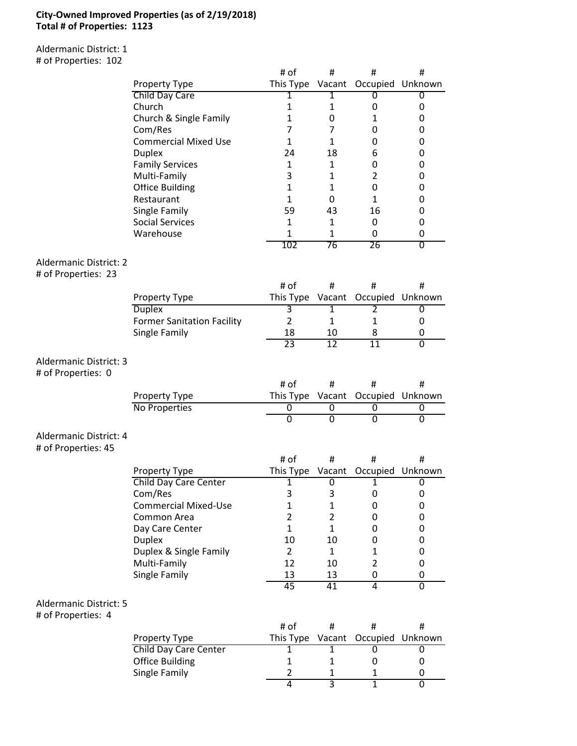**City-Owned Improved Properties (as of 2/19/2018)**
**Total # of Properties: 1123**

Aldermanic District: 1
# of Properties: 102

| Property Type | # of This Type | # Vacant | # Occupied | # Unknown |
|---|---|---|---|---|
| Child Day Care | 1 | 1 | 0 | 0 |
| Church | 1 | 1 | 0 | 0 |
| Church & Single Family | 1 | 0 | 1 | 0 |
| Com/Res | 7 | 7 | 0 | 0 |
| Commercial Mixed Use | 1 | 1 | 0 | 0 |
| Duplex | 24 | 18 | 6 | 0 |
| Family Services | 1 | 1 | 0 | 0 |
| Multi-Family | 3 | 1 | 2 | 0 |
| Office Building | 1 | 1 | 0 | 0 |
| Restaurant | 1 | 0 | 1 | 0 |
| Single Family | 59 | 43 | 16 | 0 |
| Social Services | 1 | 1 | 0 | 0 |
| Warehouse | 1 | 1 | 0 | 0 |
| | 102 | 76 | 26 | 0 |

Aldermanic District: 2
# of Properties: 23

| Property Type | # of This Type | # Vacant | # Occupied | # Unknown |
|---|---|---|---|---|
| Duplex | 3 | 1 | 2 | 0 |
| Former Sanitation Facility | 2 | 1 | 1 | 0 |
| Single Family | 18 | 10 | 8 | 0 |
| | 23 | 12 | 11 | 0 |

Aldermanic District: 3
# of Properties: 0

| Property Type | # of This Type | # Vacant | # Occupied | # Unknown |
|---|---|---|---|---|
| No Properties | 0 | 0 | 0 | 0 |
| | 0 | 0 | 0 | 0 |

Aldermanic District: 4
# of Properties: 45

| Property Type | # of This Type | # Vacant | # Occupied | # Unknown |
|---|---|---|---|---|
| Child Day Care Center | 1 | 0 | 1 | 0 |
| Com/Res | 3 | 3 | 0 | 0 |
| Commercial Mixed-Use | 1 | 1 | 0 | 0 |
| Common Area | 2 | 2 | 0 | 0 |
| Day Care Center | 1 | 1 | 0 | 0 |
| Duplex | 10 | 10 | 0 | 0 |
| Duplex & Single Family | 2 | 1 | 1 | 0 |
| Multi-Family | 12 | 10 | 2 | 0 |
| Single Family | 13 | 13 | 0 | 0 |
| | 45 | 41 | 4 | 0 |

Aldermanic District: 5
# of Properties: 4

| Property Type | # of This Type | # Vacant | # Occupied | # Unknown |
|---|---|---|---|---|
| Child Day Care Center | 1 | 1 | 0 | 0 |
| Office Building | 1 | 1 | 0 | 0 |
| Single Family | 2 | 1 | 1 | 0 |
| | 4 | 3 | 1 | 0 |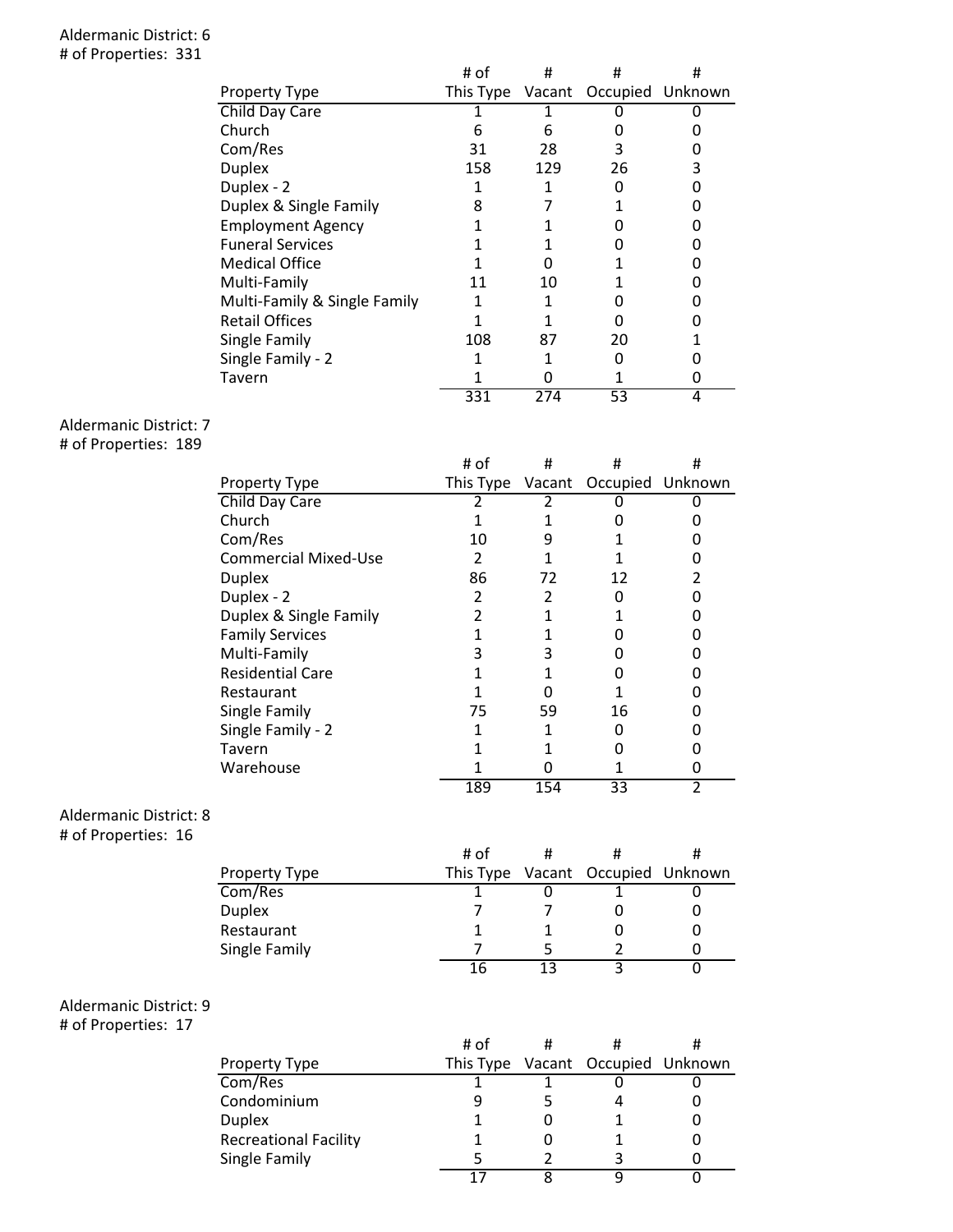Aldermanic District: 6
# of Properties: 331

| Property Type | # of This Type | # Vacant | # Occupied | # Unknown |
|---|---|---|---|---|
| Child Day Care | 1 | 1 | 0 | 0 |
| Church | 6 | 6 | 0 | 0 |
| Com/Res | 31 | 28 | 3 | 0 |
| Duplex | 158 | 129 | 26 | 3 |
| Duplex - 2 | 1 | 1 | 0 | 0 |
| Duplex & Single Family | 8 | 7 | 1 | 0 |
| Employment Agency | 1 | 1 | 0 | 0 |
| Funeral Services | 1 | 1 | 0 | 0 |
| Medical Office | 1 | 0 | 1 | 0 |
| Multi-Family | 11 | 10 | 1 | 0 |
| Multi-Family & Single Family | 1 | 1 | 0 | 0 |
| Retail Offices | 1 | 1 | 0 | 0 |
| Single Family | 108 | 87 | 20 | 1 |
| Single Family - 2 | 1 | 1 | 0 | 0 |
| Tavern | 1 | 0 | 1 | 0 |
| | 331 | 274 | 53 | 4 |

Aldermanic District: 7
# of Properties: 189

| Property Type | # of This Type | # Vacant | # Occupied | # Unknown |
|---|---|---|---|---|
| Child Day Care | 2 | 2 | 0 | 0 |
| Church | 1 | 1 | 0 | 0 |
| Com/Res | 10 | 9 | 1 | 0 |
| Commercial Mixed-Use | 2 | 1 | 1 | 0 |
| Duplex | 86 | 72 | 12 | 2 |
| Duplex - 2 | 2 | 2 | 0 | 0 |
| Duplex & Single Family | 2 | 1 | 1 | 0 |
| Family Services | 1 | 1 | 0 | 0 |
| Multi-Family | 3 | 3 | 0 | 0 |
| Residential Care | 1 | 1 | 0 | 0 |
| Restaurant | 1 | 0 | 1 | 0 |
| Single Family | 75 | 59 | 16 | 0 |
| Single Family - 2 | 1 | 1 | 0 | 0 |
| Tavern | 1 | 1 | 0 | 0 |
| Warehouse | 1 | 0 | 1 | 0 |
| | 189 | 154 | 33 | 2 |

Aldermanic District: 8
# of Properties: 16

| Property Type | # of This Type | # Vacant | # Occupied | # Unknown |
|---|---|---|---|---|
| Com/Res | 1 | 0 | 1 | 0 |
| Duplex | 7 | 7 | 0 | 0 |
| Restaurant | 1 | 1 | 0 | 0 |
| Single Family | 7 | 5 | 2 | 0 |
| | 16 | 13 | 3 | 0 |

Aldermanic District: 9
# of Properties: 17

| Property Type | # of This Type | # Vacant | # Occupied | # Unknown |
|---|---|---|---|---|
| Com/Res | 1 | 1 | 0 | 0 |
| Condominium | 9 | 5 | 4 | 0 |
| Duplex | 1 | 0 | 1 | 0 |
| Recreational Facility | 1 | 0 | 1 | 0 |
| Single Family | 5 | 2 | 3 | 0 |
| | 17 | 8 | 9 | 0 |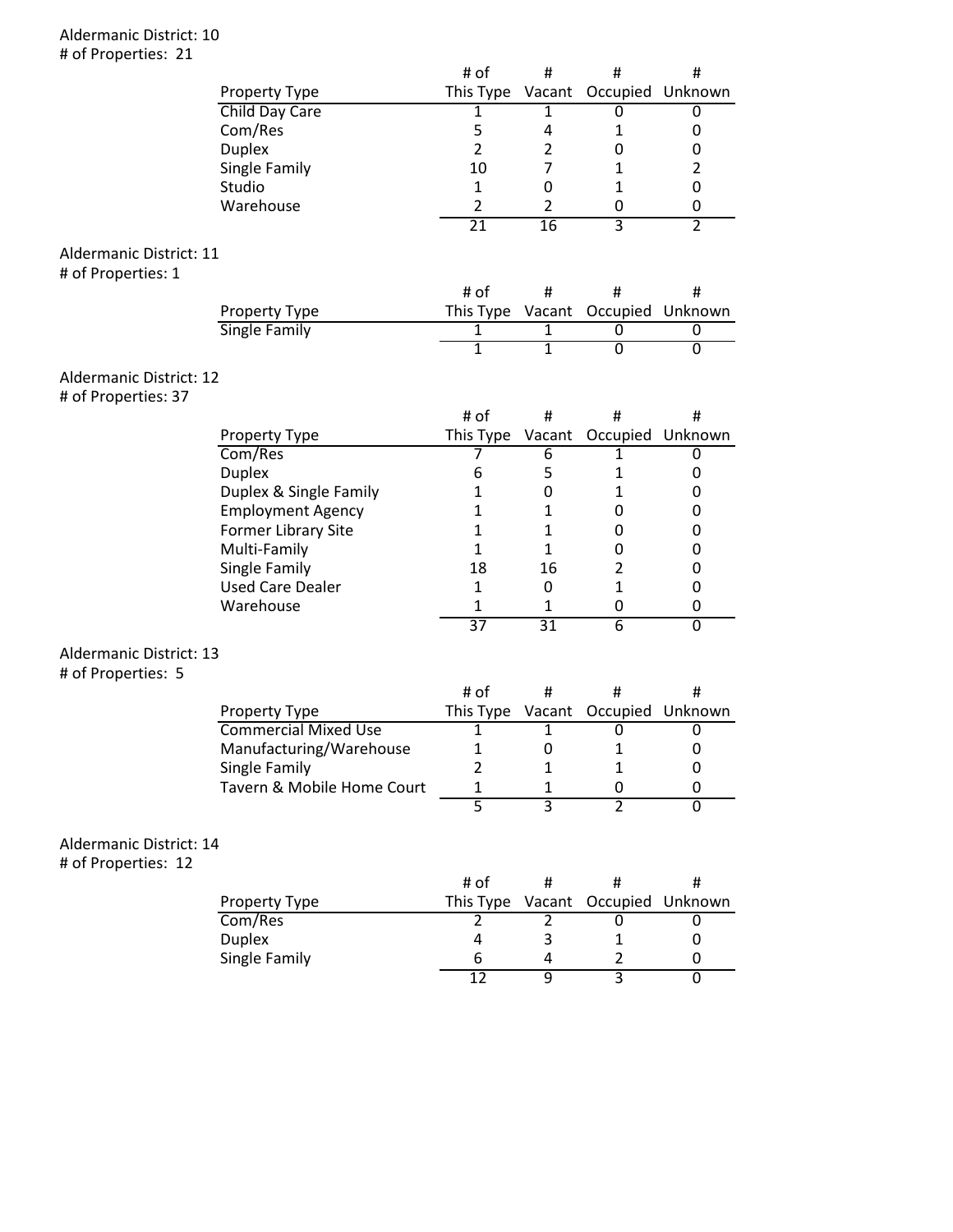Aldermanic District: 10
# of Properties: 21

| Property Type | # of This Type | # Vacant | # Occupied | # Unknown |
|---|---|---|---|---|
| Child Day Care | 1 | 1 | 0 | 0 |
| Com/Res | 5 | 4 | 1 | 0 |
| Duplex | 2 | 2 | 0 | 0 |
| Single Family | 10 | 7 | 1 | 2 |
| Studio | 1 | 0 | 1 | 0 |
| Warehouse | 2 | 2 | 0 | 0 |
| | 21 | 16 | 3 | 2 |

Aldermanic District: 11
# of Properties: 1

| Property Type | # of This Type | # Vacant | # Occupied | # Unknown |
|---|---|---|---|---|
| Single Family | 1 | 1 | 0 | 0 |
| | 1 | 1 | 0 | 0 |

Aldermanic District: 12
# of Properties: 37

| Property Type | # of This Type | # Vacant | # Occupied | # Unknown |
|---|---|---|---|---|
| Com/Res | 7 | 6 | 1 | 0 |
| Duplex | 6 | 5 | 1 | 0 |
| Duplex & Single Family | 1 | 0 | 1 | 0 |
| Employment Agency | 1 | 1 | 0 | 0 |
| Former Library Site | 1 | 1 | 0 | 0 |
| Multi-Family | 1 | 1 | 0 | 0 |
| Single Family | 18 | 16 | 2 | 0 |
| Used Care Dealer | 1 | 0 | 1 | 0 |
| Warehouse | 1 | 1 | 0 | 0 |
| | 37 | 31 | 6 | 0 |

Aldermanic District: 13
# of Properties: 5

| Property Type | # of This Type | # Vacant | # Occupied | # Unknown |
|---|---|---|---|---|
| Commercial Mixed Use | 1 | 1 | 0 | 0 |
| Manufacturing/Warehouse | 1 | 0 | 1 | 0 |
| Single Family | 2 | 1 | 1 | 0 |
| Tavern & Mobile Home Court | 1 | 1 | 0 | 0 |
| | 5 | 3 | 2 | 0 |

Aldermanic District: 14
# of Properties: 12

| Property Type | # of This Type | # Vacant | # Occupied | # Unknown |
|---|---|---|---|---|
| Com/Res | 2 | 2 | 0 | 0 |
| Duplex | 4 | 3 | 1 | 0 |
| Single Family | 6 | 4 | 2 | 0 |
| | 12 | 9 | 3 | 0 |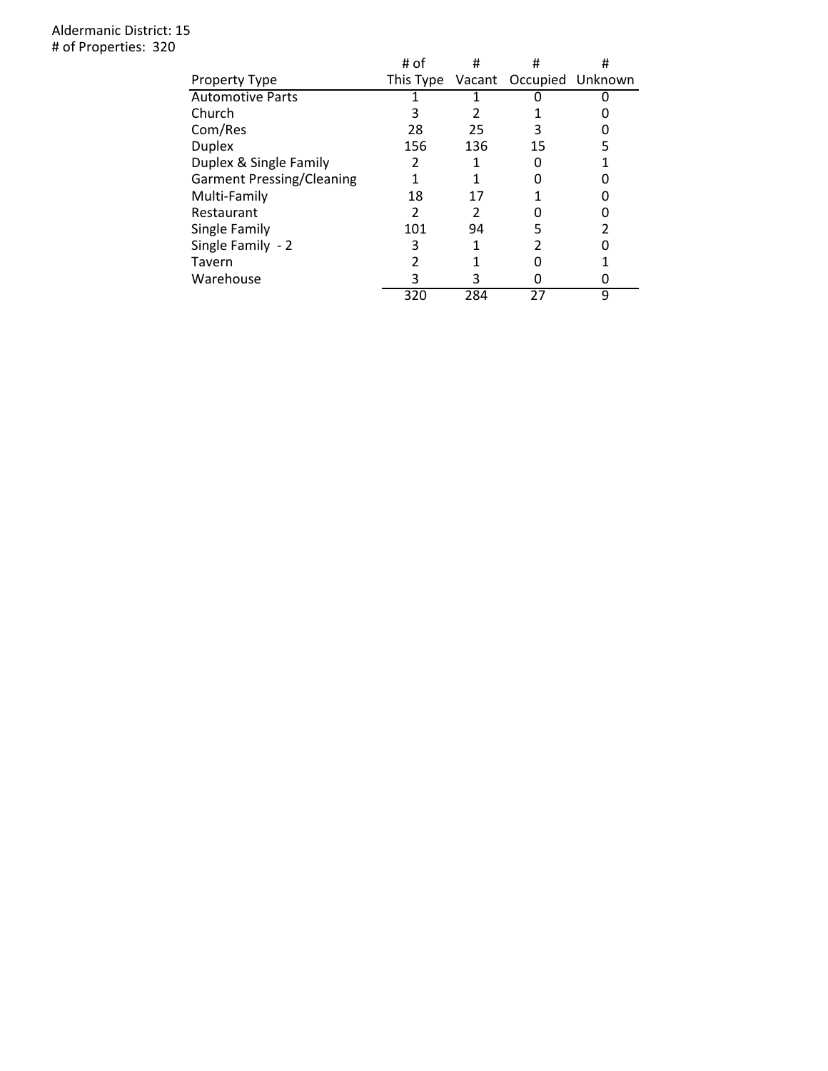Aldermanic District: 15
# of Properties: 320

| Property Type | # of This Type | # Vacant | # Occupied | # Unknown |
|---|---|---|---|---|
| Automotive Parts | 1 | 1 | 0 | 0 |
| Church | 3 | 2 | 1 | 0 |
| Com/Res | 28 | 25 | 3 | 0 |
| Duplex | 156 | 136 | 15 | 5 |
| Duplex & Single Family | 2 | 1 | 0 | 1 |
| Garment Pressing/Cleaning | 1 | 1 | 0 | 0 |
| Multi-Family | 18 | 17 | 1 | 0 |
| Restaurant | 2 | 2 | 0 | 0 |
| Single Family | 101 | 94 | 5 | 2 |
| Single Family - 2 | 3 | 1 | 2 | 0 |
| Tavern | 2 | 1 | 0 | 1 |
| Warehouse | 3 | 3 | 0 | 0 |
| | 320 | 284 | 27 | 9 |